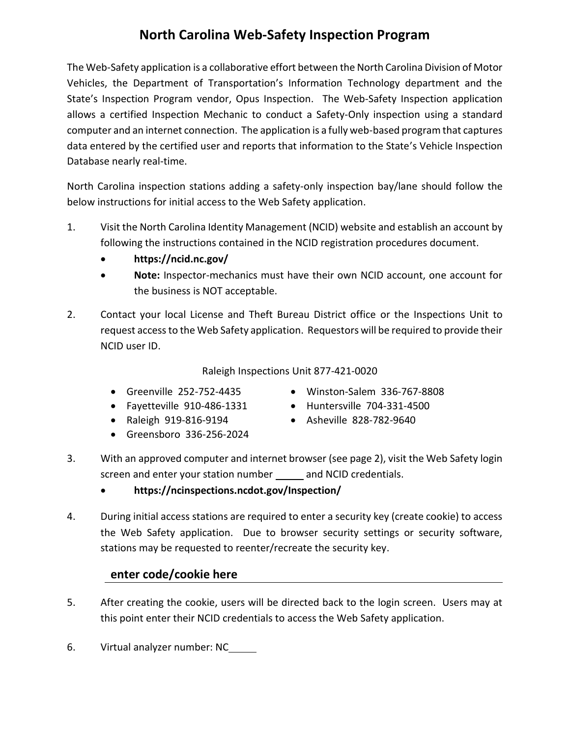# North Carolina Web-Safety Inspection Program

The Web-Safety application is a collaborative effort between the North Carolina Division of Motor Vehicles, the Department of Transportation's Information Technology department and the State's Inspection Program vendor, Opus Inspection. The Web-Safety Inspection application allows a certified Inspection Mechanic to conduct a Safety-Only inspection using a standard computer and an internet connection. The application is a fully web-based program that captures data entered by the certified user and reports that information to the State's Vehicle Inspection Database nearly real-time.

North Carolina inspection stations adding a safety-only inspection bay/lane should follow the below instructions for initial access to the Web Safety application.

1. Visit the North Carolina Identity Management (NCID) website and establish an account by following the instructions contained in the NCID registration procedures document.
   - **https://ncid.nc.gov/**
   - **Note:** Inspector-mechanics must have their own NCID account, one account for the business is NOT acceptable.

2. Contact your local License and Theft Bureau District office or the Inspections Unit to request access to the Web Safety application. Requestors will be required to provide their NCID user ID.

   Raleigh Inspections Unit 877-421-0020

   - Greenville 252-752-4435
   - Fayetteville 910-486-1331
   - Raleigh 919-816-9194
   - Greensboro 336-256-2024
   - Winston-Salem 336-767-8808
   - Huntersville 704-331-4500
   - Asheville 828-782-9640

3. With an approved computer and internet browser (see page 2), visit the Web Safety login screen and enter your station number _____ and NCID credentials.
   - **https://ncinspections.ncdot.gov/Inspection/**

4. During initial access stations are required to enter a security key (create cookie) to access the Web Safety application. Due to browser security settings or security software, stations may be requested to reenter/recreate the security key.

   **enter code/cookie here** ______________________________

5. After creating the cookie, users will be directed back to the login screen. Users may at this point enter their NCID credentials to access the Web Safety application.

6. Virtual analyzer number: NC_____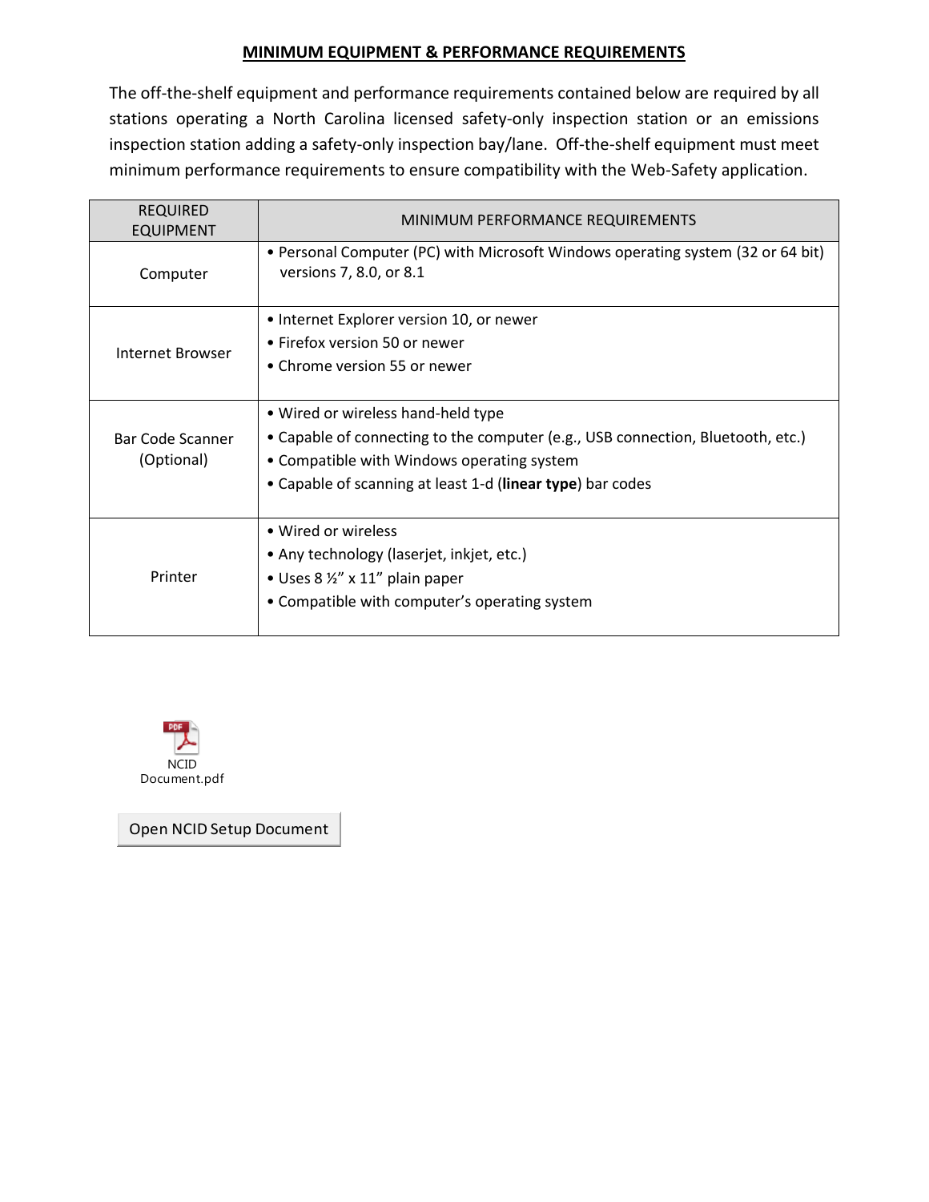## MINIMUM EQUIPMENT & PERFORMANCE REQUIREMENTS

The off-the-shelf equipment and performance requirements contained below are required by all stations operating a North Carolina licensed safety-only inspection station or an emissions inspection station adding a safety-only inspection bay/lane. Off-the-shelf equipment must meet minimum performance requirements to ensure compatibility with the Web-Safety application.

| REQUIRED EQUIPMENT | MINIMUM PERFORMANCE REQUIREMENTS |
|---|---|
| Computer | • Personal Computer (PC) with Microsoft Windows operating system (32 or 64 bit) versions 7, 8.0, or 8.1 |
| Internet Browser | • Internet Explorer version 10, or newer<br>• Firefox version 50 or newer<br>• Chrome version 55 or newer |
| Bar Code Scanner (Optional) | • Wired or wireless hand-held type<br>• Capable of connecting to the computer (e.g., USB connection, Bluetooth, etc.)<br>• Compatible with Windows operating system<br>• Capable of scanning at least 1-d (**linear type**) bar codes |
| Printer | • Wired or wireless<br>• Any technology (laserjet, inkjet, etc.)<br>• Uses 8 ½" x 11" plain paper<br>• Compatible with computer's operating system |

NCID Document.pdf

Open NCID Setup Document